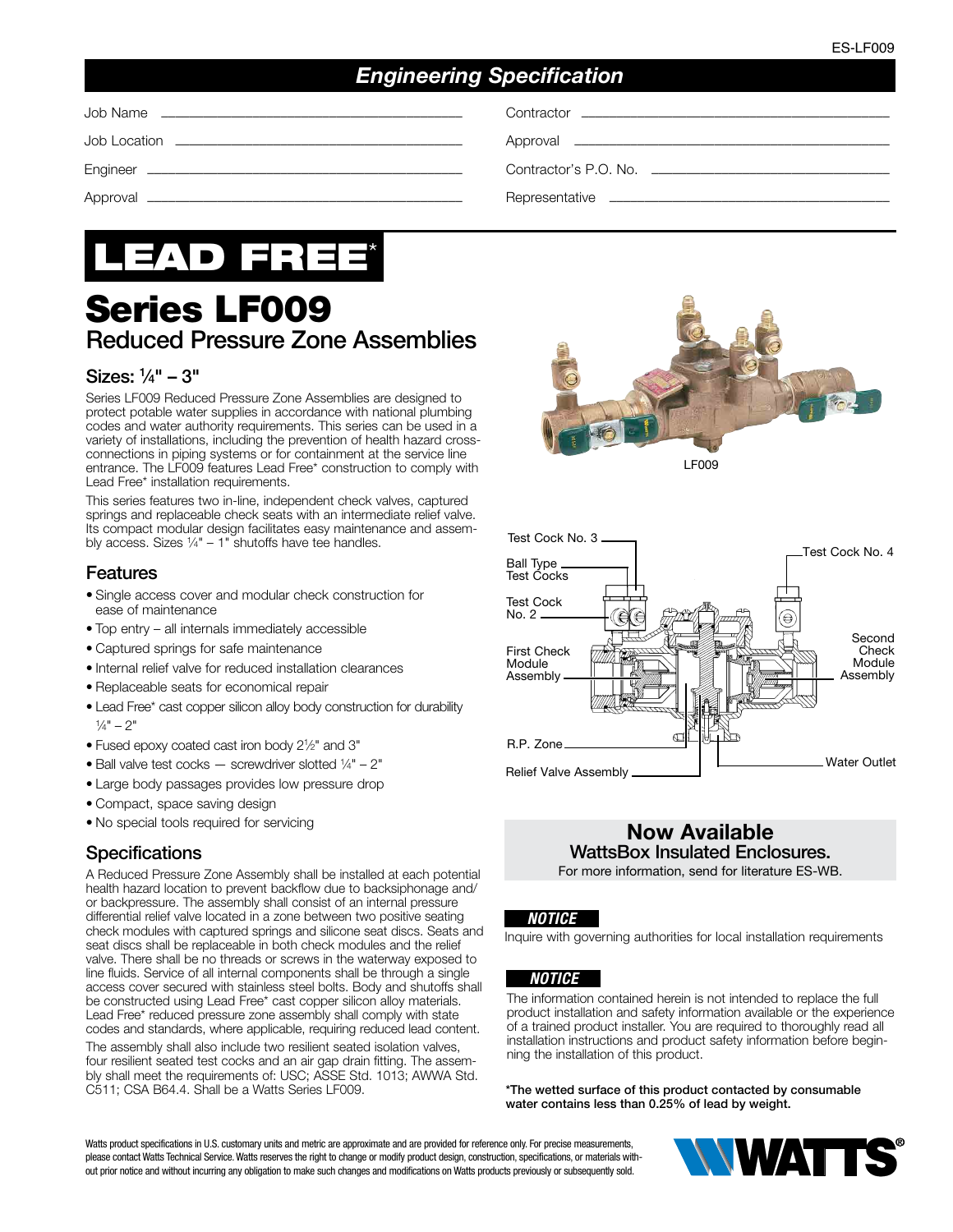ES-LF009

## Engineering Specification

Job Name ______________________

Job Location ______________________

Engineer ______________________

Approval ______________________

Contractor ______________________

Approval ______________________

Contractor's P.O. No. ______________________

Representative ______________________

**LEAD FREE***

# Series LF009

## Reduced Pressure Zone Assemblies

### Sizes: ¼" – 3"

Series LF009 Reduced Pressure Zone Assemblies are designed to protect potable water supplies in accordance with national plumbing codes and water authority requirements. This series can be used in a variety of installations, including the prevention of health hazard cross-connections in piping systems or for containment at the service line entrance. The LF009 features Lead Free* construction to comply with Lead Free* installation requirements.

This series features two in-line, independent check valves, captured springs and replaceable check seats with an intermediate relief valve. Its compact modular design facilitates easy maintenance and assembly access. Sizes ¼" – 1" shutoffs have tee handles.

LF009

Test Cock No. 3

Test Cock No. 4

Ball Type Test Cocks

Test Cock No. 2

First Check Module Assembly

Second Check Module Assembly

R.P. Zone

Relief Valve Assembly

Water Outlet

### Features

- Single access cover and modular check construction for ease of maintenance
- Top entry – all internals immediately accessible
- Captured springs for safe maintenance
- Internal relief valve for reduced installation clearances
- Replaceable seats for economical repair
- Lead Free* cast copper silicon alloy body construction for durability ¼" – 2"
- Fused epoxy coated cast iron body 2½" and 3"
- Ball valve test cocks — screwdriver slotted ¼" – 2"
- Large body passages provides low pressure drop
- Compact, space saving design
- No special tools required for servicing

### Specifications

A Reduced Pressure Zone Assembly shall be installed at each potential health hazard location to prevent backflow due to backsiphonage and/or backpressure. The assembly shall consist of an internal pressure differential relief valve located in a zone between two positive seating check modules with captured springs and silicone seat discs. Seats and seat discs shall be replaceable in both check modules and the relief valve. There shall be no threads or screws in the waterway exposed to line fluids. Service of all internal components shall be through a single access cover secured with stainless steel bolts. Body and shutoffs shall be constructed using Lead Free* cast copper silicon alloy materials. Lead Free* reduced pressure zone assembly shall comply with state codes and standards, where applicable, requiring reduced lead content.

The assembly shall also include two resilient seated isolation valves, four resilient seated test cocks and an air gap drain fitting. The assembly shall meet the requirements of: USC; ASSE Std. 1013; AWWA Std. C511; CSA B64.4. Shall be a Watts Series LF009.

**Now Available**

**WattsBox Insulated Enclosures.**

For more information, send for literature ES-WB.

***NOTICE***

Inquire with governing authorities for local installation requirements

***NOTICE***

The information contained herein is not intended to replace the full product installation and safety information available or the experience of a trained product installer. You are required to thoroughly read all installation instructions and product safety information before beginning the installation of this product.

**\*The wetted surface of this product contacted by consumable water contains less than 0.25% of lead by weight.**

Watts product specifications in U.S. customary units and metric are approximate and are provided for reference only. For precise measurements, please contact Watts Technical Service. Watts reserves the right to change or modify product design, construction, specifications, or materials without prior notice and without incurring any obligation to make such changes and modifications on Watts products previously or subsequently sold.

WATTS®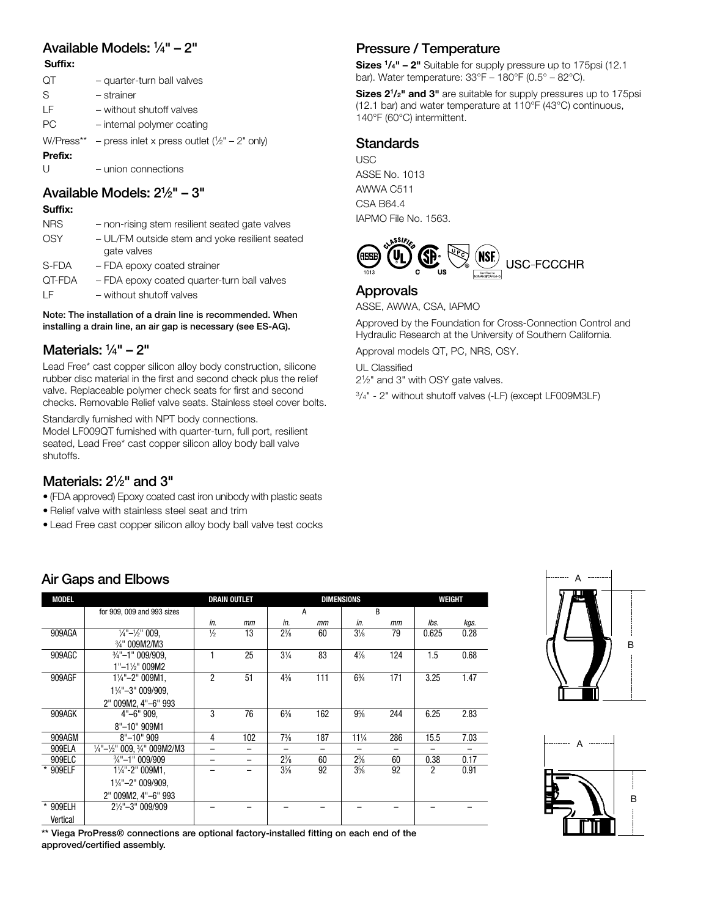## Available Models: ¼" – 2"

**Suffix:**

- QT – quarter-turn ball valves
- S – strainer
- LF – without shutoff valves
- PC – internal polymer coating
- W/Press** – press inlet x press outlet (½" – 2" only)

**Prefix:**

- U – union connections

## Available Models: 2½" – 3"

**Suffix:**

- NRS – non-rising stem resilient seated gate valves
- OSY – UL/FM outside stem and yoke resilient seated gate valves
- S-FDA – FDA epoxy coated strainer
- QT-FDA – FDA epoxy coated quarter-turn ball valves
- LF – without shutoff valves

**Note: The installation of a drain line is recommended. When installing a drain line, an air gap is necessary (see ES-AG).**

## Materials: ¼" – 2"

Lead Free* cast copper silicon alloy body construction, silicone rubber disc material in the first and second check plus the relief valve. Replaceable polymer check seats for first and second checks. Removable Relief valve seats. Stainless steel cover bolts.

Standardly furnished with NPT body connections.
Model LF009QT furnished with quarter-turn, full port, resilient seated, Lead Free* cast copper silicon alloy body ball valve shutoffs.

## Materials: 2½" and 3"

- (FDA approved) Epoxy coated cast iron unibody with plastic seats
- Relief valve with stainless steel seat and trim
- Lead Free cast copper silicon alloy body ball valve test cocks

## Pressure / Temperature

**Sizes ¼" – 2"** Suitable for supply pressure up to 175psi (12.1 bar). Water temperature: 33°F – 180°F (0.5° – 82°C).

**Sizes 2½" and 3"** are suitable for supply pressures up to 175psi (12.1 bar) and water temperature at 110°F (43°C) continuous, 140°F (60°C) intermittent.

## Standards

USC
ASSE No. 1013
AWWA C511
CSA B64.4
IAPMO File No. 1563.

USC-FCCCHR

## Approvals

ASSE, AWWA, CSA, IAPMO

Approved by the Foundation for Cross-Connection Control and Hydraulic Research at the University of Southern California.

Approval models QT, PC, NRS, OSY.

UL Classified
2½" and 3" with OSY gate valves.
¾" - 2" without shutoff valves (-LF) (except LF009M3LF)

## Air Gaps and Elbows

| MODEL | | DRAIN OUTLET | | DIMENSIONS | | | | WEIGHT | |
|---|---|---|---|---|---|---|---|---|---|
| | for 909, 009 and 993 sizes | | | A | | B | | | |
| | | in. | mm | in. | mm | in. | mm | lbs. | kgs. |
| 909AGA | ¼"–½" 009, ¾" 009M2/M3 | ½ | 13 | 2⅜ | 60 | 3⅛ | 79 | 0.625 | 0.28 |
| 909AGC | ¾"–1" 009/909, 1"–1½" 009M2 | 1 | 25 | 3¼ | 83 | 4⅞ | 124 | 1.5 | 0.68 |
| 909AGF | 1¼"–2" 009M1, 1¼"–3" 009/909, 2" 009M2, 4"–6" 993 | 2 | 51 | 4⅜ | 111 | 6¾ | 171 | 3.25 | 1.47 |
| 909AGK | 4"–6" 909, 8"–10" 909M1 | 3 | 76 | 6⅜ | 162 | 9⅝ | 244 | 6.25 | 2.83 |
| 909AGM | 8"–10" 909 | 4 | 102 | 7⅜ | 187 | 11¼ | 286 | 15.5 | 7.03 |
| 909ELA | ¼"–½" 009, ¾" 009M2/M3 | – | – | – | – | – | – | – | – |
| 909ELC | ¾"–1" 009/909 | – | – | 2⅜ | 60 | 2⅜ | 60 | 0.38 | 0.17 |
| * 909ELF | 1¼"-2" 009M1, 1¼"–2" 009/909, 2" 009M2, 4"–6" 993 | – | – | 3⅝ | 92 | 3⅝ | 92 | 2 | 0.91 |
| * 909ELH Vertical | 2½"–3" 009/909 | – | – | – | – | – | – | – | – |

**** Viega ProPress® connections are optional factory-installed fitting on each end of the approved/certified assembly.**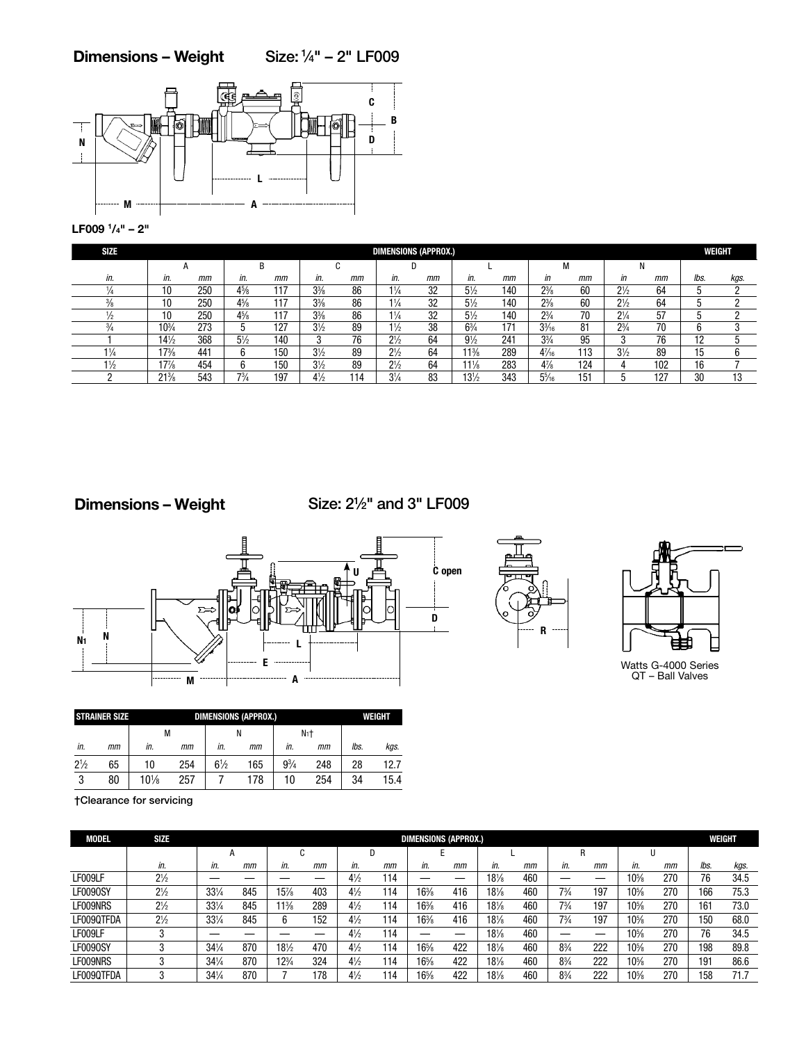## Dimensions – Weight Size: ¼" – 2" LF009

**LF009 ¼" – 2"**

| SIZE | DIMENSIONS (APPROX.) | | | | | | | | | | | | | | WEIGHT | |
|---|---|---|---|---|---|---|---|---|---|---|---|---|---|---|---|---|
| | A | | B | | C | | D | | L | | M | | N | | | |
| in. | in. | mm | in. | mm | in. | mm | in. | mm | in. | mm | in | mm | in | mm | lbs. | kgs. |
| ¼ | 10 | 250 | 4⅝ | 117 | 3⅜ | 86 | 1¼ | 32 | 5½ | 140 | 2⅜ | 60 | 2½ | 64 | 5 | 2 |
| ⅜ | 10 | 250 | 4⅝ | 117 | 3⅜ | 86 | 1¼ | 32 | 5½ | 140 | 2⅜ | 60 | 2½ | 64 | 5 | 2 |
| ½ | 10 | 250 | 4⅝ | 117 | 3⅜ | 86 | 1¼ | 32 | 5½ | 140 | 2¾ | 70 | 2¼ | 57 | 5 | 2 |
| ¾ | 10¾ | 273 | 5 | 127 | 3½ | 89 | 1½ | 38 | 6¾ | 171 | 3³⁄₁₆ | 81 | 2¾ | 70 | 6 | 3 |
| 1 | 14½ | 368 | 5½ | 140 | 3 | 76 | 2½ | 64 | 9½ | 241 | 3¾ | 95 | 3 | 76 | 12 | 5 |
| 1¼ | 17⅜ | 441 | 6 | 150 | 3½ | 89 | 2½ | 64 | 11⅜ | 289 | 4⁷⁄₁₆ | 113 | 3½ | 89 | 15 | 6 |
| 1½ | 17⅞ | 454 | 6 | 150 | 3½ | 89 | 2½ | 64 | 11⅛ | 283 | 4⅞ | 124 | 4 | 102 | 16 | 7 |
| 2 | 21⅜ | 543 | 7¾ | 197 | 4½ | 114 | 3¼ | 83 | 13½ | 343 | 5⁹⁄₁₆ | 151 | 5 | 127 | 30 | 13 |

## Dimensions – Weight Size: 2½" and 3" LF009

Watts G-4000 Series QT – Ball Valves

| STRAINER SIZE | | DIMENSIONS (APPROX.) | | | | | | WEIGHT | |
|---|---|---|---|---|---|---|---|---|---|
| | | M | | N | | N1† | | | |
| in. | mm | in. | mm | in. | mm | in. | mm | lbs. | kgs. |
| 2½ | 65 | 10 | 254 | 6½ | 165 | 9¾ | 248 | 28 | 12.7 |
| 3 | 80 | 10⅛ | 257 | 7 | 178 | 10 | 254 | 34 | 15.4 |

†Clearance for servicing

| MODEL | SIZE | DIMENSIONS (APPROX.) | | | | | | | | | | | | | | WEIGHT | |
|---|---|---|---|---|---|---|---|---|---|---|---|---|---|---|---|---|---|
| | | A | | C | | D | | E | | L | | R | | U | | | |
| | in. | in. | mm | in. | mm | in. | mm | in. | mm | in. | mm | in. | mm | in. | mm | lbs. | kgs. |
| LF009LF | 2½ | — | — | — | — | 4½ | 114 | — | — | 18⅛ | 460 | — | — | 10⅝ | 270 | 76 | 34.5 |
| LF009OSY | 2½ | 33¼ | 845 | 15⅞ | 403 | 4½ | 114 | 16⅜ | 416 | 18⅛ | 460 | 7¾ | 197 | 10⅝ | 270 | 166 | 75.3 |
| LF009NRS | 2½ | 33¼ | 845 | 11⅜ | 289 | 4½ | 114 | 16⅜ | 416 | 18⅛ | 460 | 7¾ | 197 | 10⅝ | 270 | 161 | 73.0 |
| LF009QTFDA | 2½ | 33¼ | 845 | 6 | 152 | 4½ | 114 | 16⅜ | 416 | 18⅛ | 460 | 7¾ | 197 | 10⅝ | 270 | 150 | 68.0 |
| LF009LF | 3 | — | — | — | — | 4½ | 114 | — | — | 18⅛ | 460 | — | — | 10⅝ | 270 | 76 | 34.5 |
| LF009OSY | 3 | 34¼ | 870 | 18½ | 470 | 4½ | 114 | 16⅝ | 422 | 18⅛ | 460 | 8¾ | 222 | 10⅝ | 270 | 198 | 89.8 |
| LF009NRS | 3 | 34¼ | 870 | 12¾ | 324 | 4½ | 114 | 16⅝ | 422 | 18⅛ | 460 | 8¾ | 222 | 10⅝ | 270 | 191 | 86.6 |
| LF009QTFDA | 3 | 34¼ | 870 | 7 | 178 | 4½ | 114 | 16⅝ | 422 | 18⅛ | 460 | 8¾ | 222 | 10⅝ | 270 | 158 | 71.7 |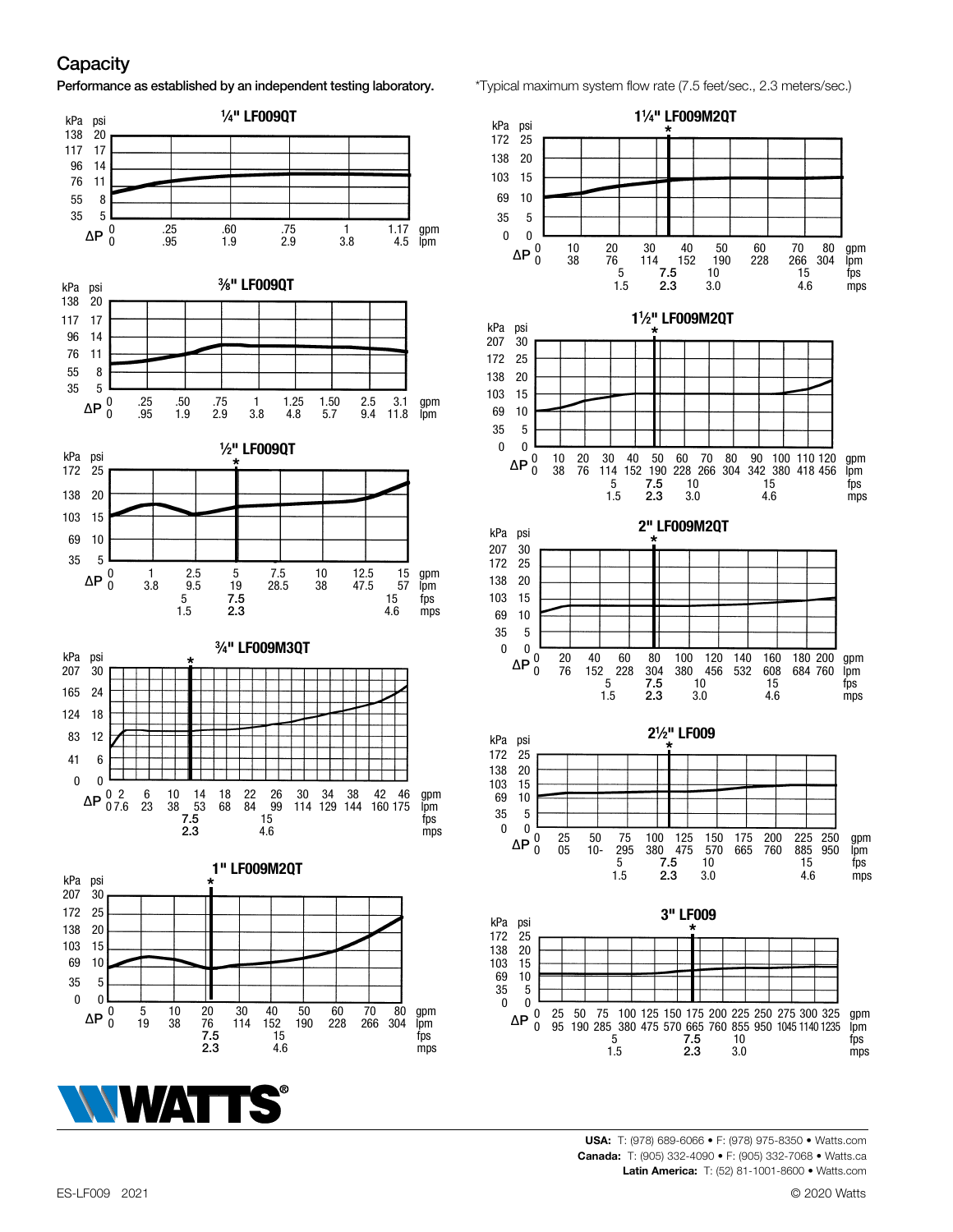## Capacity

**Performance as established by an independent testing laboratory.**

*Typical maximum system flow rate (7.5 feet/sec., 2.3 meters/sec.)

**¼" LF009QT**

kPa psi
138 20
117 17
96 14
76 11
55 8
35 5
ΔP 0 0

0 .25 .60 .75 1 1.17 gpm
0 .95 1.9 2.9 3.8 4.5 lpm

**⅜" LF009QT**

kPa psi
138 20
117 17
96 14
76 11
55 8
35 5
ΔP 0 0

0 .25 .50 .75 1 1.25 1.50 2.5 3.1 gpm
0 .95 1.9 2.9 3.8 4.8 5.7 9.4 11.8 lpm

**½" LF009QT**

kPa psi
172 25
138 20
103 15
69 10
35 5
ΔP 0 0

0 1 2.5 5 7.5 10 12.5 15 gpm
0 3.8 9.5 19 28.5 38 47.5 57 lpm
5 7.5 15 fps
1.5 2.3 4.6 mps

**¾" LF009M3QT**

kPa psi
207 30
165 24
124 18
83 12
41 6
0 0
ΔP

0 2 6 10 14 18 22 26 30 34 38 42 46 gpm
0 7.6 23 38 53 68 84 99 114 129 144 160 175 lpm
7.5 15 fps
2.3 4.6 mps

**1" LF009M2QT**

kPa psi
207 30
172 25
138 20
103 15
69 10
35 5
0 0
ΔP 0 0

0 5 10 20 30 40 50 60 70 80 gpm
0 19 38 76 114 152 190 228 266 304 lpm
7.5 15 fps
2.3 4.6 mps

**1¼" LF009M2QT**

kPa psi
172 25
138 20
103 15
69 10
35 5
0 0
ΔP 0 0

10 20 30 40 50 60 70 80 gpm
38 76 114 152 190 228 266 304 lpm
5 7.5 10 15 fps
1.5 2.3 3.0 4.6 mps

**1½" LF009M2QT**

kPa psi
207 30
172 25
138 20
103 15
69 10
35 5
0 0
ΔP 0 0

10 20 30 40 50 60 70 80 90 100 110 120 gpm
38 76 114 152 190 228 266 304 342 380 418 456 lpm
5 7.5 10 15 fps
1.5 2.3 3.0 4.6 mps

**2" LF009M2QT**

kPa psi
207 30
172 25
138 20
103 15
69 10
35 5
0 0
ΔP 0 0

20 40 60 80 100 120 140 160 180 200 gpm
76 152 228 304 380 456 532 608 684 760 lpm
5 7.5 10 15 fps
1.5 2.3 3.0 4.6 mps

**2½" LF009**

kPa psi
172 25
138 20
103 15
69 10
35 5
0 0
ΔP 0 0

25 50 75 100 125 150 175 200 225 250 gpm
05 10- 295 380 475 570 665 760 885 950 lpm
5 7.5 10 15 fps
1.5 2.3 3.0 4.6 mps

**3" LF009**

kPa psi
172 25
138 20
103 15
69 10
35 5
0 0
ΔP 0 0

25 50 75 100 125 150 175 200 225 250 275 300 325 gpm
95 190 285 380 475 570 665 760 855 950 1045 1140 1235 lpm
5 7.5 10 fps
1.5 2.3 3.0 mps

WATTS®

**USA:** T: (978) 689-6066 • F: (978) 975-8350 • Watts.com
**Canada:** T: (905) 332-4090 • F: (905) 332-7068 • Watts.ca
**Latin America:** T: (52) 81-1001-8600 • Watts.com

ES-LF009 2021

© 2020 Watts